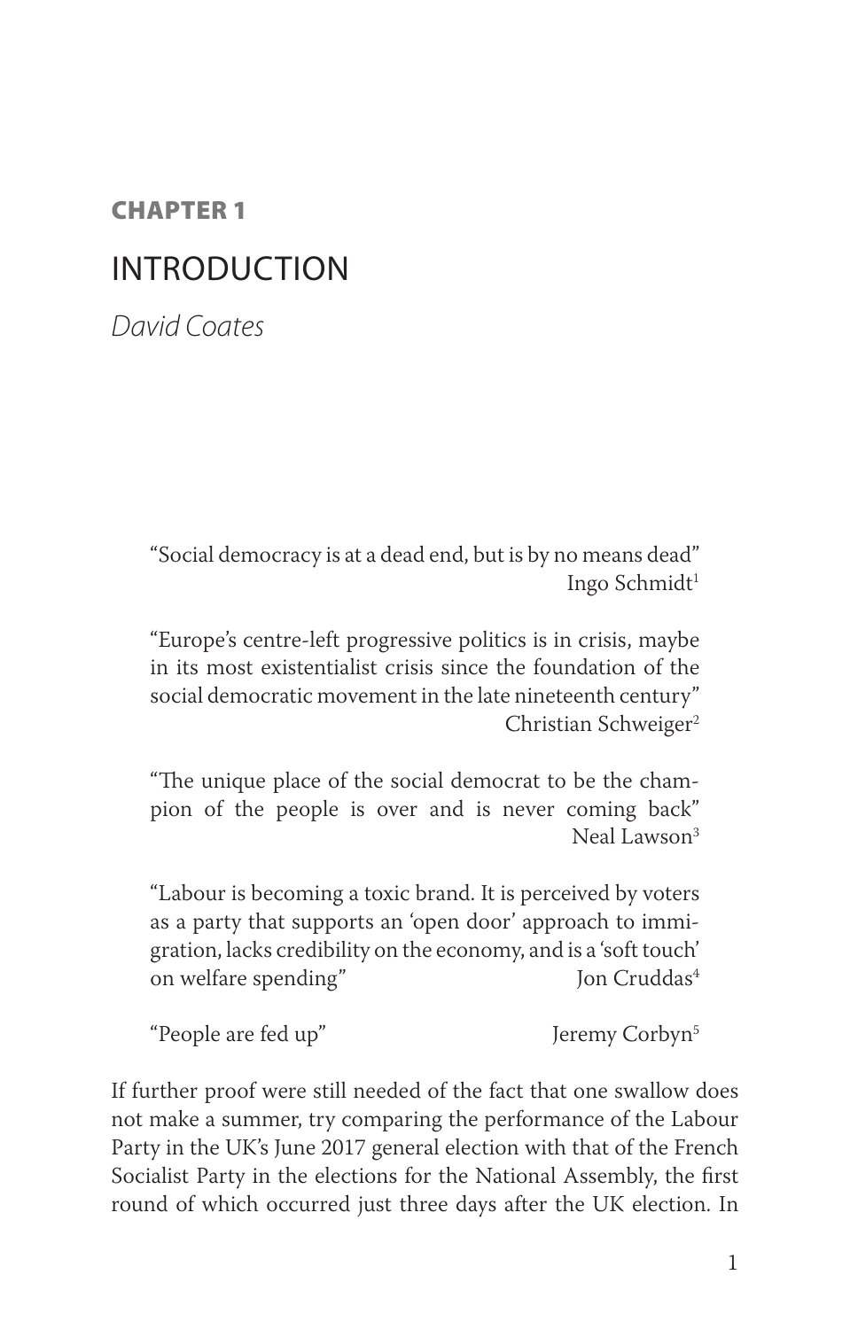**CHAPTER 1**

# INTRODUCTION

*David Coates*

> "Social democracy is at a dead end, but is by no means dead"
> Ingo Schmidt[1]

> "Europe's centre-left progressive politics is in crisis, maybe in its most existentialist crisis since the foundation of the social democratic movement in the late nineteenth century"
> Christian Schweiger[2]

> "The unique place of the social democrat to be the champion of the people is over and is never coming back"
> Neal Lawson[3]

> "Labour is becoming a toxic brand. It is perceived by voters as a party that supports an 'open door' approach to immigration, lacks credibility on the economy, and is a 'soft touch' on welfare spending"
> Jon Cruddas[4]

> "People are fed up"
> Jeremy Corbyn[5]

If further proof were still needed of the fact that one swallow does not make a summer, try comparing the performance of the Labour Party in the UK's June 2017 general election with that of the French Socialist Party in the elections for the National Assembly, the first round of which occurred just three days after the UK election. In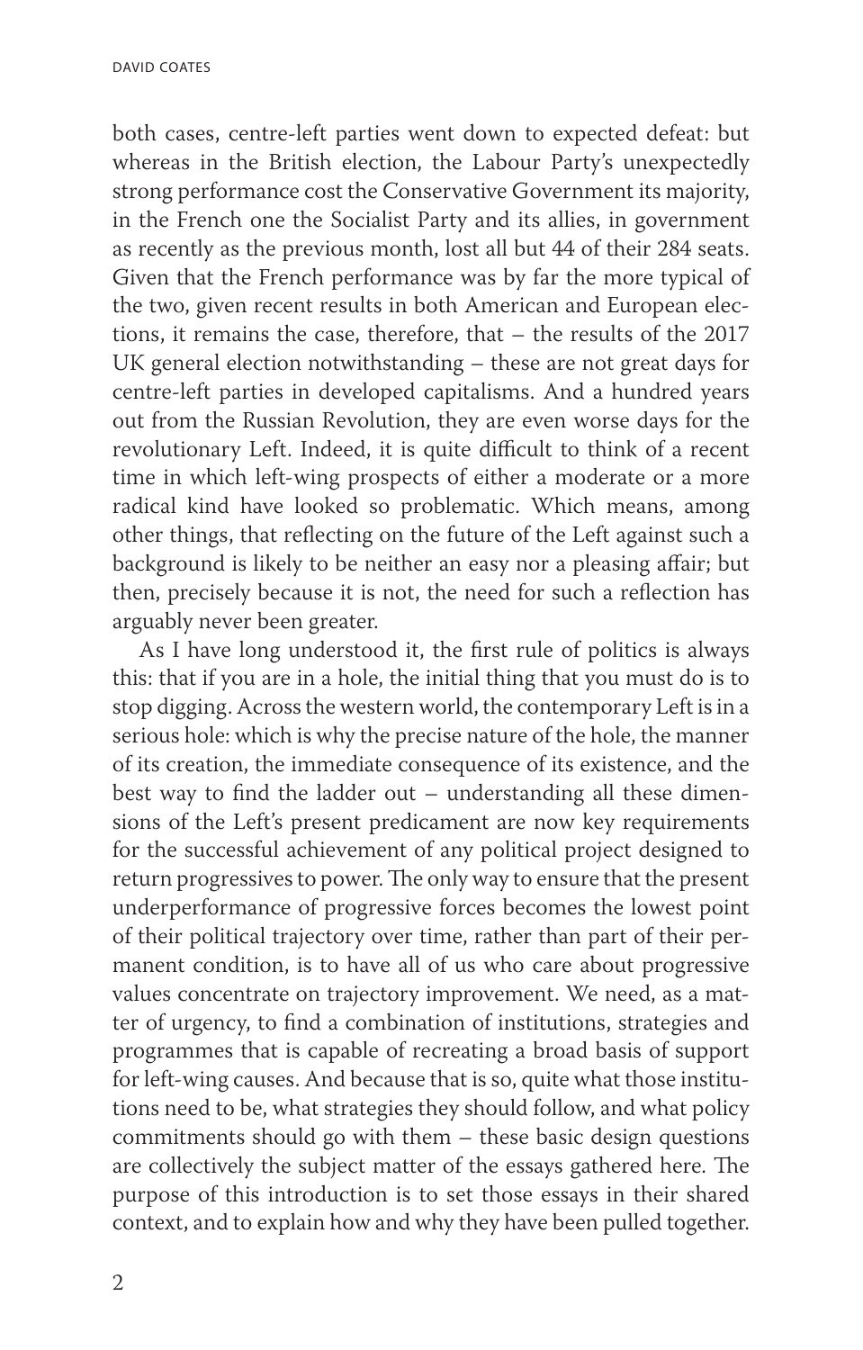both cases, centre-left parties went down to expected defeat: but whereas in the British election, the Labour Party's unexpectedly strong performance cost the Conservative Government its majority, in the French one the Socialist Party and its allies, in government as recently as the previous month, lost all but 44 of their 284 seats. Given that the French performance was by far the more typical of the two, given recent results in both American and European elections, it remains the case, therefore, that – the results of the 2017 UK general election notwithstanding – these are not great days for centre-left parties in developed capitalisms. And a hundred years out from the Russian Revolution, they are even worse days for the revolutionary Left. Indeed, it is quite difficult to think of a recent time in which left-wing prospects of either a moderate or a more radical kind have looked so problematic. Which means, among other things, that reflecting on the future of the Left against such a background is likely to be neither an easy nor a pleasing affair; but then, precisely because it is not, the need for such a reflection has arguably never been greater.

As I have long understood it, the first rule of politics is always this: that if you are in a hole, the initial thing that you must do is to stop digging. Across the western world, the contemporary Left is in a serious hole: which is why the precise nature of the hole, the manner of its creation, the immediate consequence of its existence, and the best way to find the ladder out – understanding all these dimensions of the Left's present predicament are now key requirements for the successful achievement of any political project designed to return progressives to power. The only way to ensure that the present underperformance of progressive forces becomes the lowest point of their political trajectory over time, rather than part of their permanent condition, is to have all of us who care about progressive values concentrate on trajectory improvement. We need, as a matter of urgency, to find a combination of institutions, strategies and programmes that is capable of recreating a broad basis of support for left-wing causes. And because that is so, quite what those institutions need to be, what strategies they should follow, and what policy commitments should go with them – these basic design questions are collectively the subject matter of the essays gathered here. The purpose of this introduction is to set those essays in their shared context, and to explain how and why they have been pulled together.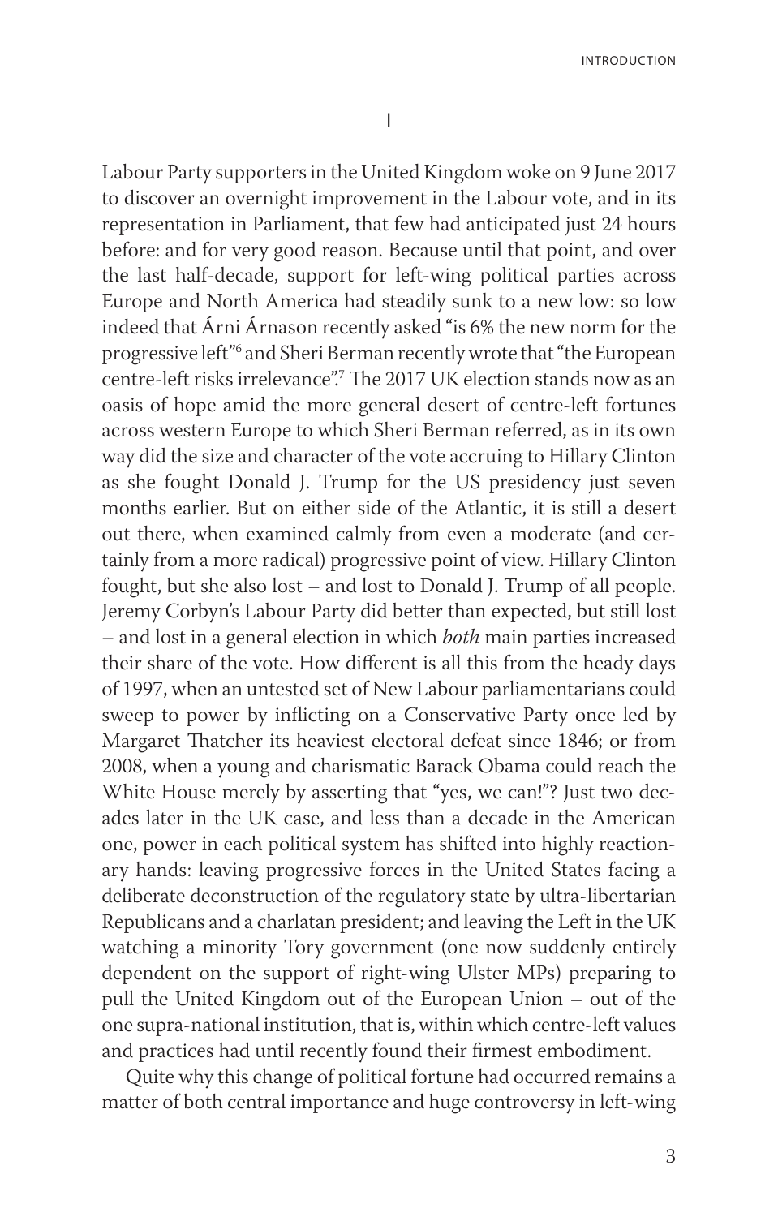## I

Labour Party supporters in the United Kingdom woke on 9 June 2017 to discover an overnight improvement in the Labour vote, and in its representation in Parliament, that few had anticipated just 24 hours before: and for very good reason. Because until that point, and over the last half-decade, support for left-wing political parties across Europe and North America had steadily sunk to a new low: so low indeed that Árni Árnason recently asked "is 6% the new norm for the progressive left"[6] and Sheri Berman recently wrote that "the European centre-left risks irrelevance".[7] The 2017 UK election stands now as an oasis of hope amid the more general desert of centre-left fortunes across western Europe to which Sheri Berman referred, as in its own way did the size and character of the vote accruing to Hillary Clinton as she fought Donald J. Trump for the US presidency just seven months earlier. But on either side of the Atlantic, it is still a desert out there, when examined calmly from even a moderate (and certainly from a more radical) progressive point of view. Hillary Clinton fought, but she also lost – and lost to Donald J. Trump of all people. Jeremy Corbyn's Labour Party did better than expected, but still lost – and lost in a general election in which *both* main parties increased their share of the vote. How different is all this from the heady days of 1997, when an untested set of New Labour parliamentarians could sweep to power by inflicting on a Conservative Party once led by Margaret Thatcher its heaviest electoral defeat since 1846; or from 2008, when a young and charismatic Barack Obama could reach the White House merely by asserting that "yes, we can!"? Just two decades later in the UK case, and less than a decade in the American one, power in each political system has shifted into highly reactionary hands: leaving progressive forces in the United States facing a deliberate deconstruction of the regulatory state by ultra-libertarian Republicans and a charlatan president; and leaving the Left in the UK watching a minority Tory government (one now suddenly entirely dependent on the support of right-wing Ulster MPs) preparing to pull the United Kingdom out of the European Union – out of the one supra-national institution, that is, within which centre-left values and practices had until recently found their firmest embodiment.

Quite why this change of political fortune had occurred remains a matter of both central importance and huge controversy in left-wing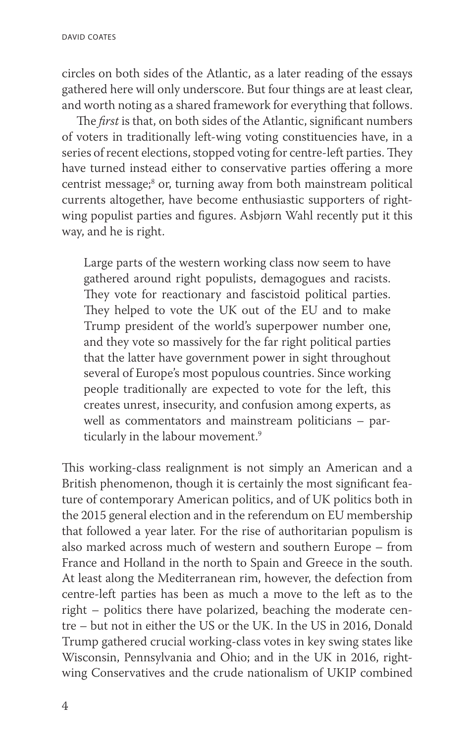circles on both sides of the Atlantic, as a later reading of the essays gathered here will only underscore. But four things are at least clear, and worth noting as a shared framework for everything that follows.

The *first* is that, on both sides of the Atlantic, significant numbers of voters in traditionally left-wing voting constituencies have, in a series of recent elections, stopped voting for centre-left parties. They have turned instead either to conservative parties offering a more centrist message;[8] or, turning away from both mainstream political currents altogether, have become enthusiastic supporters of right-wing populist parties and figures. Asbjørn Wahl recently put it this way, and he is right.

> Large parts of the western working class now seem to have gathered around right populists, demagogues and racists. They vote for reactionary and fascistoid political parties. They helped to vote the UK out of the EU and to make Trump president of the world's superpower number one, and they vote so massively for the far right political parties that the latter have government power in sight throughout several of Europe's most populous countries. Since working people traditionally are expected to vote for the left, this creates unrest, insecurity, and confusion among experts, as well as commentators and mainstream politicians – particularly in the labour movement.[9]

This working-class realignment is not simply an American and a British phenomenon, though it is certainly the most significant feature of contemporary American politics, and of UK politics both in the 2015 general election and in the referendum on EU membership that followed a year later. For the rise of authoritarian populism is also marked across much of western and southern Europe – from France and Holland in the north to Spain and Greece in the south. At least along the Mediterranean rim, however, the defection from centre-left parties has been as much a move to the left as to the right – politics there have polarized, beaching the moderate centre – but not in either the US or the UK. In the US in 2016, Donald Trump gathered crucial working-class votes in key swing states like Wisconsin, Pennsylvania and Ohio; and in the UK in 2016, right-wing Conservatives and the crude nationalism of UKIP combined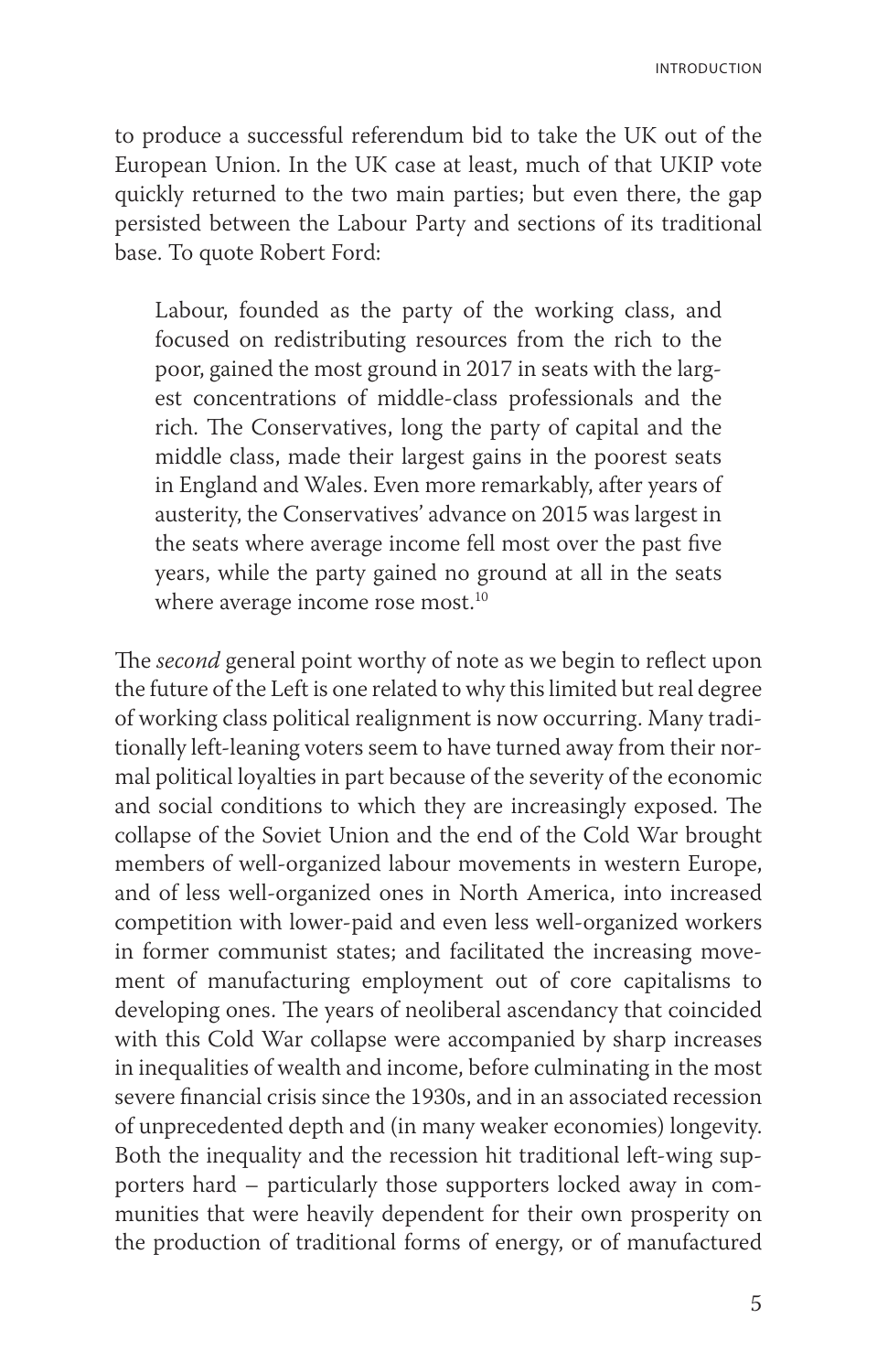to produce a successful referendum bid to take the UK out of the European Union. In the UK case at least, much of that UKIP vote quickly returned to the two main parties; but even there, the gap persisted between the Labour Party and sections of its traditional base. To quote Robert Ford:

> Labour, founded as the party of the working class, and focused on redistributing resources from the rich to the poor, gained the most ground in 2017 in seats with the largest concentrations of middle-class professionals and the rich. The Conservatives, long the party of capital and the middle class, made their largest gains in the poorest seats in England and Wales. Even more remarkably, after years of austerity, the Conservatives' advance on 2015 was largest in the seats where average income fell most over the past five years, while the party gained no ground at all in the seats where average income rose most.[10]

The *second* general point worthy of note as we begin to reflect upon the future of the Left is one related to why this limited but real degree of working class political realignment is now occurring. Many traditionally left-leaning voters seem to have turned away from their normal political loyalties in part because of the severity of the economic and social conditions to which they are increasingly exposed. The collapse of the Soviet Union and the end of the Cold War brought members of well-organized labour movements in western Europe, and of less well-organized ones in North America, into increased competition with lower-paid and even less well-organized workers in former communist states; and facilitated the increasing movement of manufacturing employment out of core capitalisms to developing ones. The years of neoliberal ascendancy that coincided with this Cold War collapse were accompanied by sharp increases in inequalities of wealth and income, before culminating in the most severe financial crisis since the 1930s, and in an associated recession of unprecedented depth and (in many weaker economies) longevity. Both the inequality and the recession hit traditional left-wing supporters hard – particularly those supporters locked away in communities that were heavily dependent for their own prosperity on the production of traditional forms of energy, or of manufactured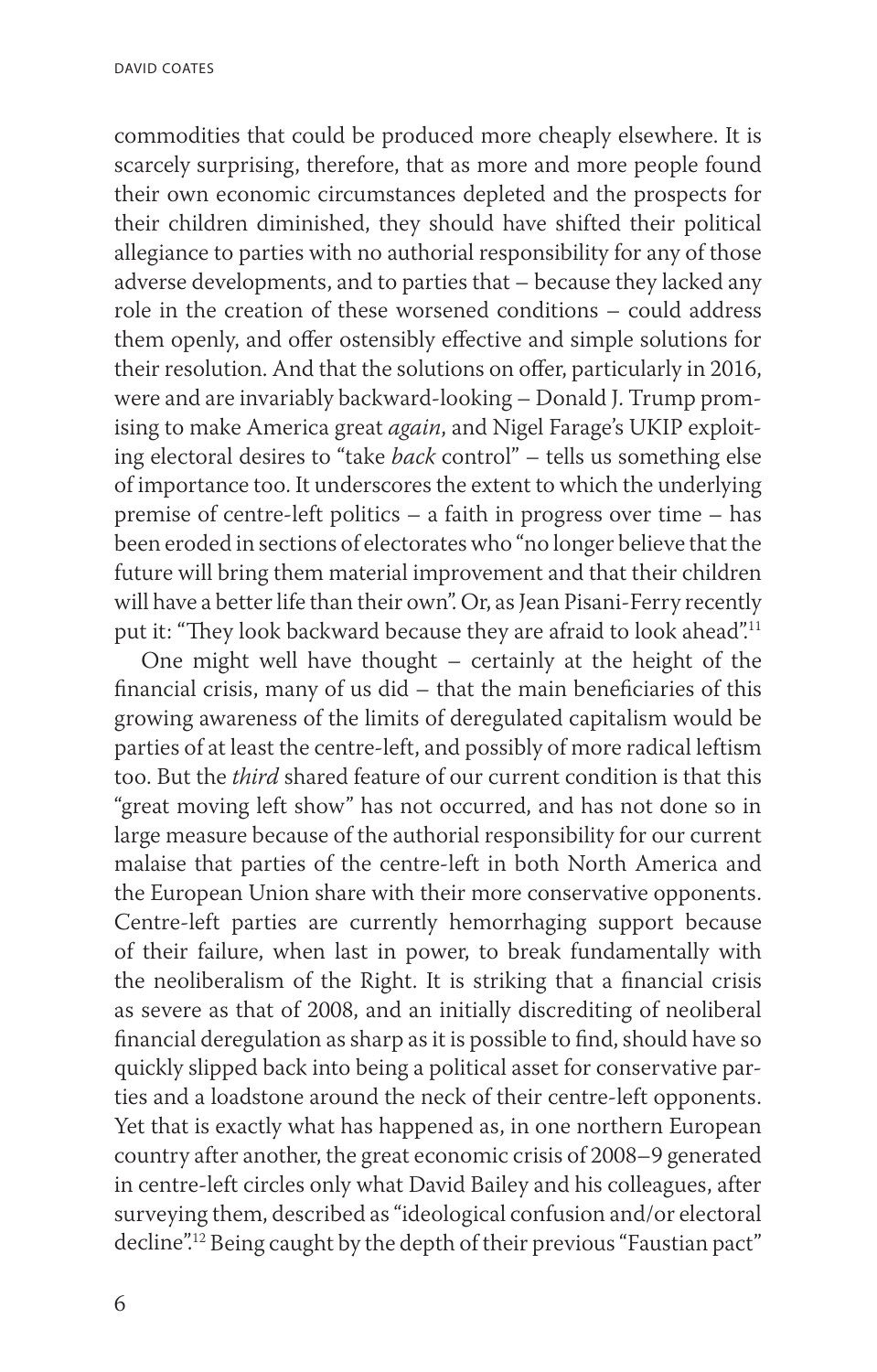commodities that could be produced more cheaply elsewhere. It is scarcely surprising, therefore, that as more and more people found their own economic circumstances depleted and the prospects for their children diminished, they should have shifted their political allegiance to parties with no authorial responsibility for any of those adverse developments, and to parties that – because they lacked any role in the creation of these worsened conditions – could address them openly, and offer ostensibly effective and simple solutions for their resolution. And that the solutions on offer, particularly in 2016, were and are invariably backward-looking – Donald J. Trump promising to make America great *again*, and Nigel Farage's UKIP exploiting electoral desires to "take *back* control" – tells us something else of importance too. It underscores the extent to which the underlying premise of centre-left politics – a faith in progress over time – has been eroded in sections of electorates who "no longer believe that the future will bring them material improvement and that their children will have a better life than their own". Or, as Jean Pisani-Ferry recently put it: "They look backward because they are afraid to look ahead".[11]

One might well have thought – certainly at the height of the financial crisis, many of us did – that the main beneficiaries of this growing awareness of the limits of deregulated capitalism would be parties of at least the centre-left, and possibly of more radical leftism too. But the *third* shared feature of our current condition is that this "great moving left show" has not occurred, and has not done so in large measure because of the authorial responsibility for our current malaise that parties of the centre-left in both North America and the European Union share with their more conservative opponents. Centre-left parties are currently hemorrhaging support because of their failure, when last in power, to break fundamentally with the neoliberalism of the Right. It is striking that a financial crisis as severe as that of 2008, and an initially discrediting of neoliberal financial deregulation as sharp as it is possible to find, should have so quickly slipped back into being a political asset for conservative parties and a loadstone around the neck of their centre-left opponents. Yet that is exactly what has happened as, in one northern European country after another, the great economic crisis of 2008–9 generated in centre-left circles only what David Bailey and his colleagues, after surveying them, described as "ideological confusion and/or electoral decline".[12] Being caught by the depth of their previous "Faustian pact"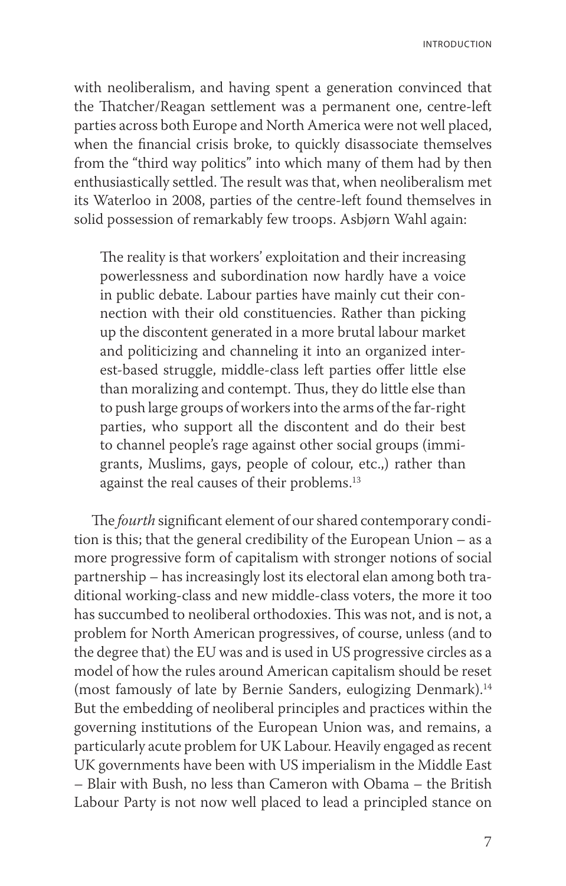with neoliberalism, and having spent a generation convinced that the Thatcher/Reagan settlement was a permanent one, centre-left parties across both Europe and North America were not well placed, when the financial crisis broke, to quickly disassociate themselves from the "third way politics" into which many of them had by then enthusiastically settled. The result was that, when neoliberalism met its Waterloo in 2008, parties of the centre-left found themselves in solid possession of remarkably few troops. Asbjørn Wahl again:

> The reality is that workers' exploitation and their increasing powerlessness and subordination now hardly have a voice in public debate. Labour parties have mainly cut their connection with their old constituencies. Rather than picking up the discontent generated in a more brutal labour market and politicizing and channeling it into an organized interest-based struggle, middle-class left parties offer little else than moralizing and contempt. Thus, they do little else than to push large groups of workers into the arms of the far-right parties, who support all the discontent and do their best to channel people's rage against other social groups (immigrants, Muslims, gays, people of colour, etc.,) rather than against the real causes of their problems.[13]

The *fourth* significant element of our shared contemporary condition is this; that the general credibility of the European Union – as a more progressive form of capitalism with stronger notions of social partnership – has increasingly lost its electoral elan among both traditional working-class and new middle-class voters, the more it too has succumbed to neoliberal orthodoxies. This was not, and is not, a problem for North American progressives, of course, unless (and to the degree that) the EU was and is used in US progressive circles as a model of how the rules around American capitalism should be reset (most famously of late by Bernie Sanders, eulogizing Denmark).[14] But the embedding of neoliberal principles and practices within the governing institutions of the European Union was, and remains, a particularly acute problem for UK Labour. Heavily engaged as recent UK governments have been with US imperialism in the Middle East – Blair with Bush, no less than Cameron with Obama – the British Labour Party is not now well placed to lead a principled stance on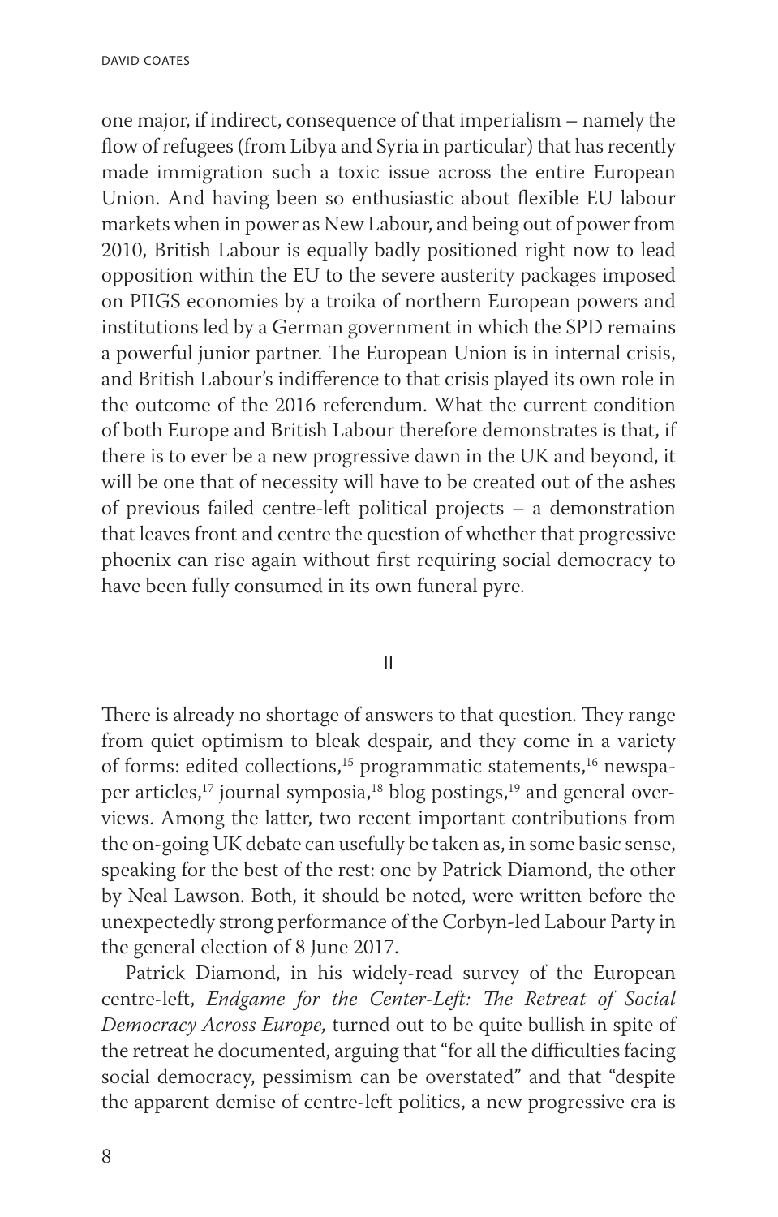one major, if indirect, consequence of that imperialism – namely the flow of refugees (from Libya and Syria in particular) that has recently made immigration such a toxic issue across the entire European Union. And having been so enthusiastic about flexible EU labour markets when in power as New Labour, and being out of power from 2010, British Labour is equally badly positioned right now to lead opposition within the EU to the severe austerity packages imposed on PIIGS economies by a troika of northern European powers and institutions led by a German government in which the SPD remains a powerful junior partner. The European Union is in internal crisis, and British Labour's indifference to that crisis played its own role in the outcome of the 2016 referendum. What the current condition of both Europe and British Labour therefore demonstrates is that, if there is to ever be a new progressive dawn in the UK and beyond, it will be one that of necessity will have to be created out of the ashes of previous failed centre-left political projects – a demonstration that leaves front and centre the question of whether that progressive phoenix can rise again without first requiring social democracy to have been fully consumed in its own funeral pyre.

## II

There is already no shortage of answers to that question. They range from quiet optimism to bleak despair, and they come in a variety of forms: edited collections,[15] programmatic statements,[16] newspaper articles,[17] journal symposia,[18] blog postings,[19] and general overviews. Among the latter, two recent important contributions from the on-going UK debate can usefully be taken as, in some basic sense, speaking for the best of the rest: one by Patrick Diamond, the other by Neal Lawson. Both, it should be noted, were written before the unexpectedly strong performance of the Corbyn-led Labour Party in the general election of 8 June 2017.

Patrick Diamond, in his widely-read survey of the European centre-left, *Endgame for the Center-Left: The Retreat of Social Democracy Across Europe,* turned out to be quite bullish in spite of the retreat he documented, arguing that "for all the difficulties facing social democracy, pessimism can be overstated" and that "despite the apparent demise of centre-left politics, a new progressive era is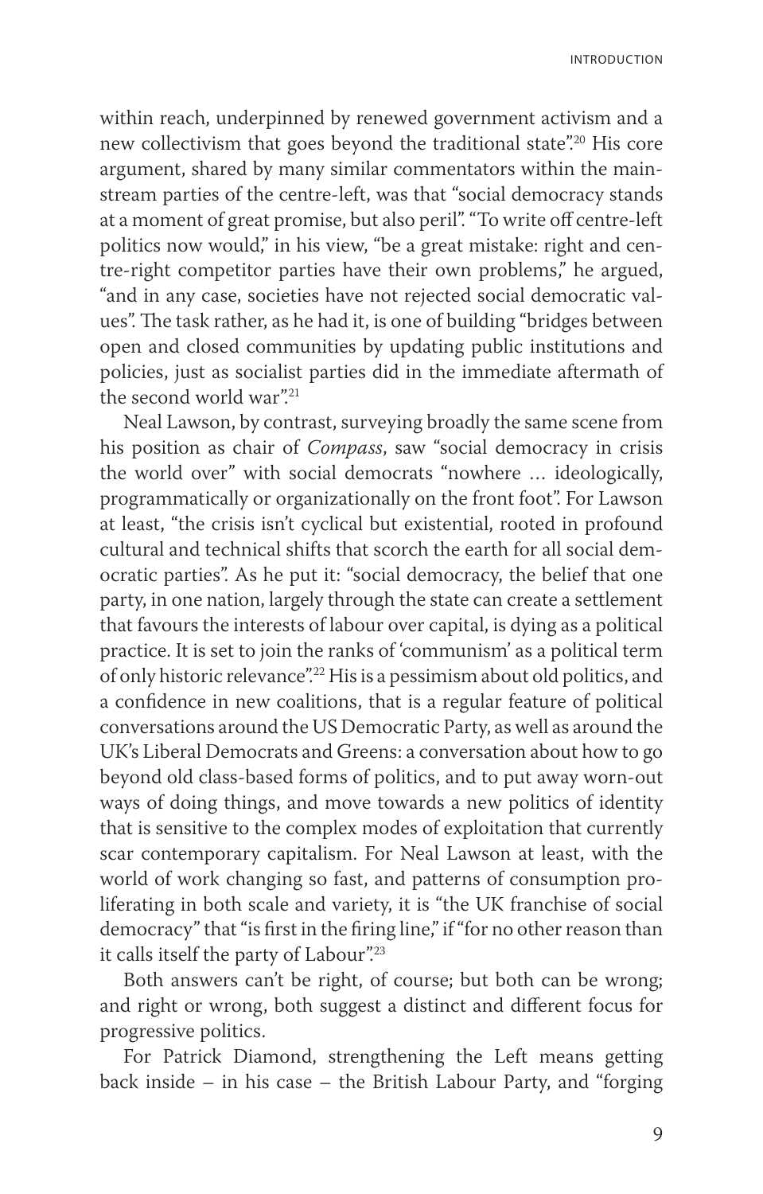within reach, underpinned by renewed government activism and a new collectivism that goes beyond the traditional state".[20] His core argument, shared by many similar commentators within the mainstream parties of the centre-left, was that "social democracy stands at a moment of great promise, but also peril". "To write off centre-left politics now would," in his view, "be a great mistake: right and centre-right competitor parties have their own problems," he argued, "and in any case, societies have not rejected social democratic values". The task rather, as he had it, is one of building "bridges between open and closed communities by updating public institutions and policies, just as socialist parties did in the immediate aftermath of the second world war".[21]

Neal Lawson, by contrast, surveying broadly the same scene from his position as chair of *Compass*, saw "social democracy in crisis the world over" with social democrats "nowhere … ideologically, programmatically or organizationally on the front foot". For Lawson at least, "the crisis isn't cyclical but existential, rooted in profound cultural and technical shifts that scorch the earth for all social democratic parties". As he put it: "social democracy, the belief that one party, in one nation, largely through the state can create a settlement that favours the interests of labour over capital, is dying as a political practice. It is set to join the ranks of 'communism' as a political term of only historic relevance".[22] His is a pessimism about old politics, and a confidence in new coalitions, that is a regular feature of political conversations around the US Democratic Party, as well as around the UK's Liberal Democrats and Greens: a conversation about how to go beyond old class-based forms of politics, and to put away worn-out ways of doing things, and move towards a new politics of identity that is sensitive to the complex modes of exploitation that currently scar contemporary capitalism. For Neal Lawson at least, with the world of work changing so fast, and patterns of consumption proliferating in both scale and variety, it is "the UK franchise of social democracy" that "is first in the firing line," if "for no other reason than it calls itself the party of Labour".[23]

Both answers can't be right, of course; but both can be wrong; and right or wrong, both suggest a distinct and different focus for progressive politics.

For Patrick Diamond, strengthening the Left means getting back inside – in his case – the British Labour Party, and "forging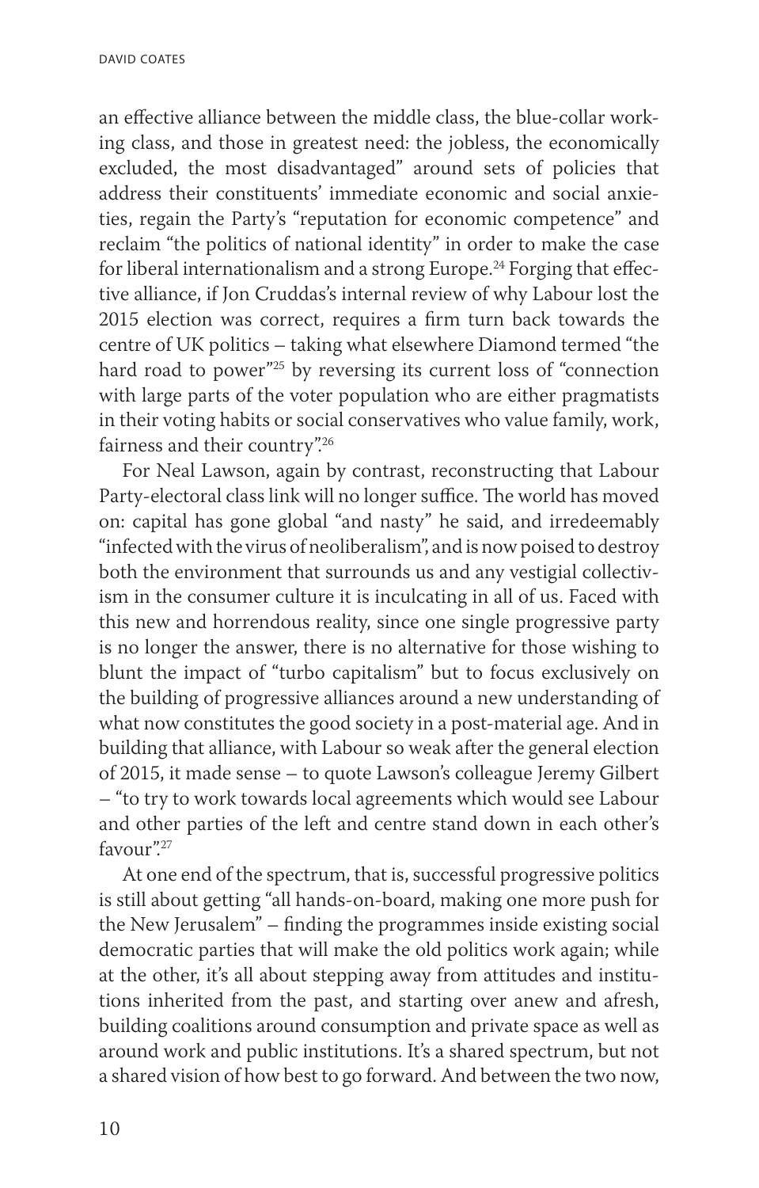an effective alliance between the middle class, the blue-collar working class, and those in greatest need: the jobless, the economically excluded, the most disadvantaged" around sets of policies that address their constituents' immediate economic and social anxieties, regain the Party's "reputation for economic competence" and reclaim "the politics of national identity" in order to make the case for liberal internationalism and a strong Europe.[24] Forging that effective alliance, if Jon Cruddas's internal review of why Labour lost the 2015 election was correct, requires a firm turn back towards the centre of UK politics – taking what elsewhere Diamond termed "the hard road to power"[25] by reversing its current loss of "connection with large parts of the voter population who are either pragmatists in their voting habits or social conservatives who value family, work, fairness and their country".[26]

For Neal Lawson, again by contrast, reconstructing that Labour Party-electoral class link will no longer suffice. The world has moved on: capital has gone global "and nasty" he said, and irredeemably "infected with the virus of neoliberalism", and is now poised to destroy both the environment that surrounds us and any vestigial collectivism in the consumer culture it is inculcating in all of us. Faced with this new and horrendous reality, since one single progressive party is no longer the answer, there is no alternative for those wishing to blunt the impact of "turbo capitalism" but to focus exclusively on the building of progressive alliances around a new understanding of what now constitutes the good society in a post-material age. And in building that alliance, with Labour so weak after the general election of 2015, it made sense – to quote Lawson's colleague Jeremy Gilbert – "to try to work towards local agreements which would see Labour and other parties of the left and centre stand down in each other's favour".[27]

At one end of the spectrum, that is, successful progressive politics is still about getting "all hands-on-board, making one more push for the New Jerusalem" – finding the programmes inside existing social democratic parties that will make the old politics work again; while at the other, it's all about stepping away from attitudes and institutions inherited from the past, and starting over anew and afresh, building coalitions around consumption and private space as well as around work and public institutions. It's a shared spectrum, but not a shared vision of how best to go forward. And between the two now,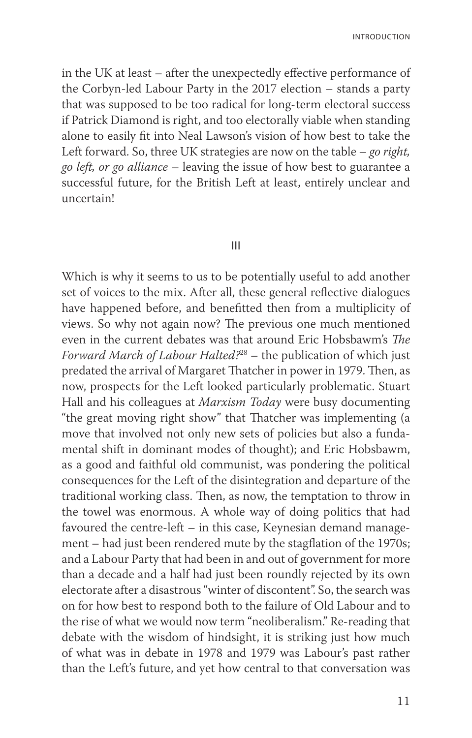in the UK at least – after the unexpectedly effective performance of the Corbyn-led Labour Party in the 2017 election – stands a party that was supposed to be too radical for long-term electoral success if Patrick Diamond is right, and too electorally viable when standing alone to easily fit into Neal Lawson's vision of how best to take the Left forward. So, three UK strategies are now on the table – *go right, go left, or go alliance* – leaving the issue of how best to guarantee a successful future, for the British Left at least, entirely unclear and uncertain!

III

Which is why it seems to us to be potentially useful to add another set of voices to the mix. After all, these general reflective dialogues have happened before, and benefitted then from a multiplicity of views. So why not again now? The previous one much mentioned even in the current debates was that around Eric Hobsbawm's *The Forward March of Labour Halted?*[28] – the publication of which just predated the arrival of Margaret Thatcher in power in 1979. Then, as now, prospects for the Left looked particularly problematic. Stuart Hall and his colleagues at *Marxism Today* were busy documenting "the great moving right show" that Thatcher was implementing (a move that involved not only new sets of policies but also a fundamental shift in dominant modes of thought); and Eric Hobsbawm, as a good and faithful old communist, was pondering the political consequences for the Left of the disintegration and departure of the traditional working class. Then, as now, the temptation to throw in the towel was enormous. A whole way of doing politics that had favoured the centre-left – in this case, Keynesian demand management – had just been rendered mute by the stagflation of the 1970s; and a Labour Party that had been in and out of government for more than a decade and a half had just been roundly rejected by its own electorate after a disastrous "winter of discontent". So, the search was on for how best to respond both to the failure of Old Labour and to the rise of what we would now term "neoliberalism." Re-reading that debate with the wisdom of hindsight, it is striking just how much of what was in debate in 1978 and 1979 was Labour's past rather than the Left's future, and yet how central to that conversation was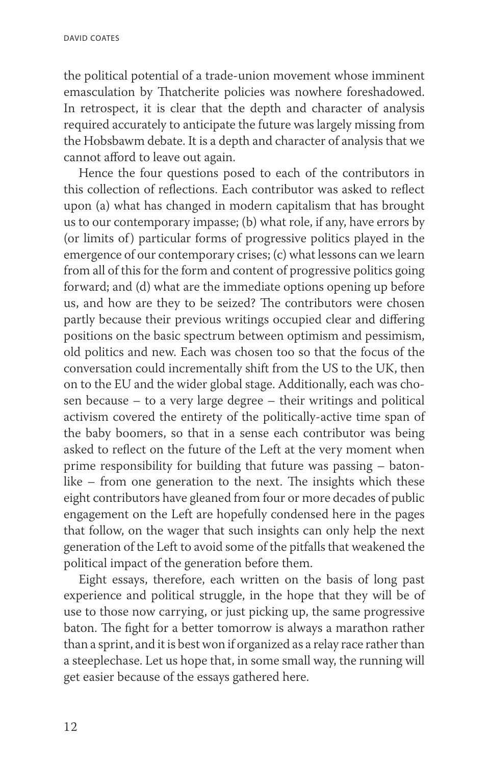the political potential of a trade-union movement whose imminent emasculation by Thatcherite policies was nowhere foreshadowed. In retrospect, it is clear that the depth and character of analysis required accurately to anticipate the future was largely missing from the Hobsbawm debate. It is a depth and character of analysis that we cannot afford to leave out again.

Hence the four questions posed to each of the contributors in this collection of reflections. Each contributor was asked to reflect upon (a) what has changed in modern capitalism that has brought us to our contemporary impasse; (b) what role, if any, have errors by (or limits of) particular forms of progressive politics played in the emergence of our contemporary crises; (c) what lessons can we learn from all of this for the form and content of progressive politics going forward; and (d) what are the immediate options opening up before us, and how are they to be seized? The contributors were chosen partly because their previous writings occupied clear and differing positions on the basic spectrum between optimism and pessimism, old politics and new. Each was chosen too so that the focus of the conversation could incrementally shift from the US to the UK, then on to the EU and the wider global stage. Additionally, each was chosen because – to a very large degree – their writings and political activism covered the entirety of the politically-active time span of the baby boomers, so that in a sense each contributor was being asked to reflect on the future of the Left at the very moment when prime responsibility for building that future was passing – baton-like – from one generation to the next. The insights which these eight contributors have gleaned from four or more decades of public engagement on the Left are hopefully condensed here in the pages that follow, on the wager that such insights can only help the next generation of the Left to avoid some of the pitfalls that weakened the political impact of the generation before them.

Eight essays, therefore, each written on the basis of long past experience and political struggle, in the hope that they will be of use to those now carrying, or just picking up, the same progressive baton. The fight for a better tomorrow is always a marathon rather than a sprint, and it is best won if organized as a relay race rather than a steeplechase. Let us hope that, in some small way, the running will get easier because of the essays gathered here.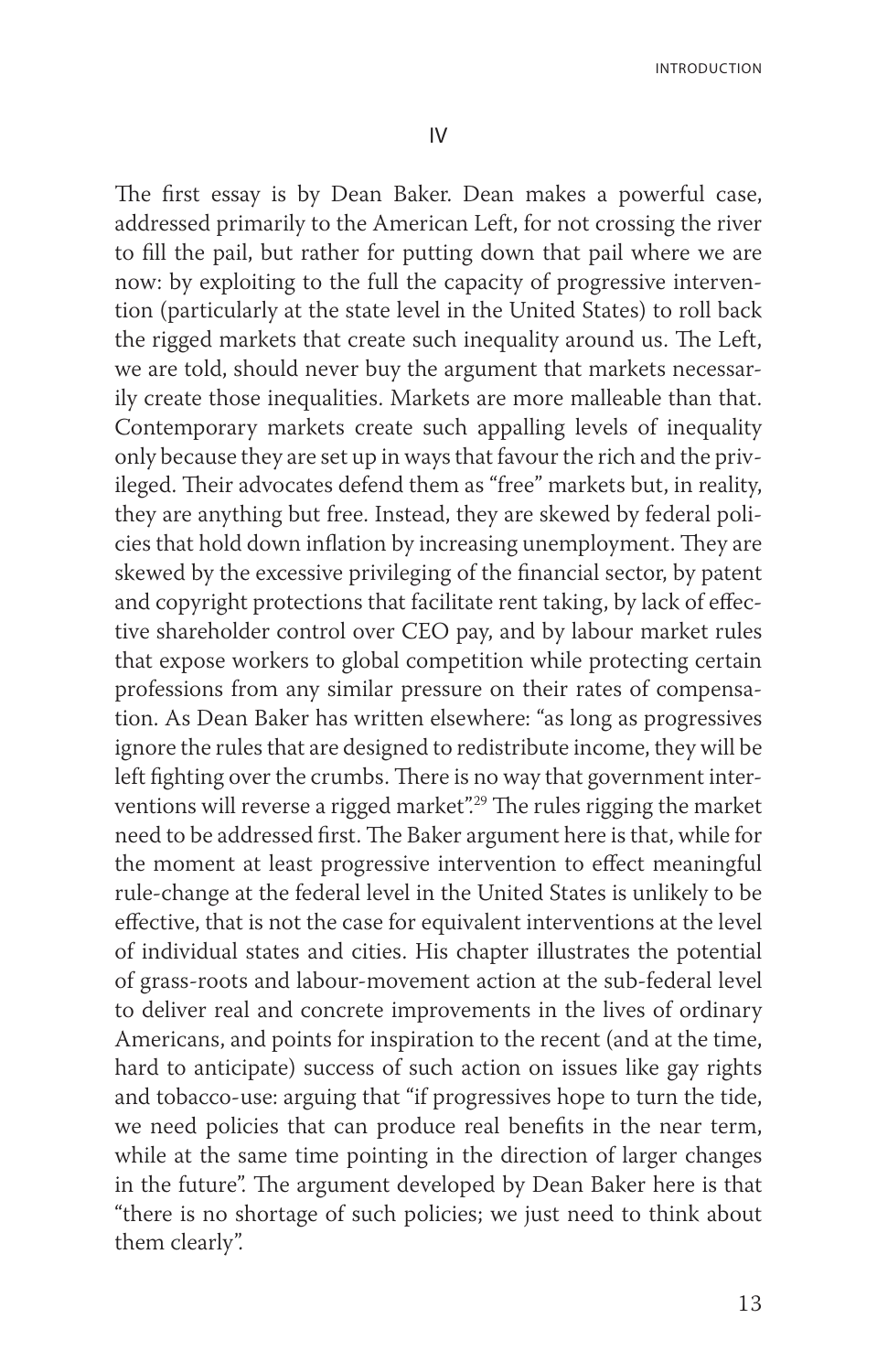## IV

The first essay is by Dean Baker. Dean makes a powerful case, addressed primarily to the American Left, for not crossing the river to fill the pail, but rather for putting down that pail where we are now: by exploiting to the full the capacity of progressive intervention (particularly at the state level in the United States) to roll back the rigged markets that create such inequality around us. The Left, we are told, should never buy the argument that markets necessarily create those inequalities. Markets are more malleable than that. Contemporary markets create such appalling levels of inequality only because they are set up in ways that favour the rich and the privileged. Their advocates defend them as "free" markets but, in reality, they are anything but free. Instead, they are skewed by federal policies that hold down inflation by increasing unemployment. They are skewed by the excessive privileging of the financial sector, by patent and copyright protections that facilitate rent taking, by lack of effective shareholder control over CEO pay, and by labour market rules that expose workers to global competition while protecting certain professions from any similar pressure on their rates of compensation. As Dean Baker has written elsewhere: "as long as progressives ignore the rules that are designed to redistribute income, they will be left fighting over the crumbs. There is no way that government interventions will reverse a rigged market".[29] The rules rigging the market need to be addressed first. The Baker argument here is that, while for the moment at least progressive intervention to effect meaningful rule-change at the federal level in the United States is unlikely to be effective, that is not the case for equivalent interventions at the level of individual states and cities. His chapter illustrates the potential of grass-roots and labour-movement action at the sub-federal level to deliver real and concrete improvements in the lives of ordinary Americans, and points for inspiration to the recent (and at the time, hard to anticipate) success of such action on issues like gay rights and tobacco-use: arguing that "if progressives hope to turn the tide, we need policies that can produce real benefits in the near term, while at the same time pointing in the direction of larger changes in the future". The argument developed by Dean Baker here is that "there is no shortage of such policies; we just need to think about them clearly".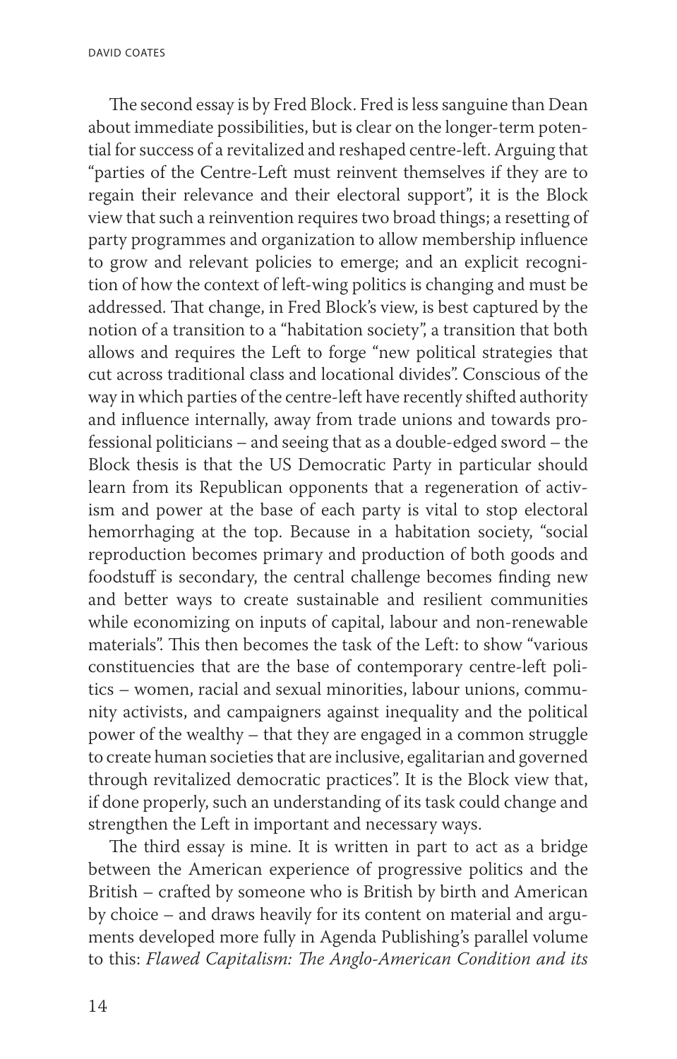The second essay is by Fred Block. Fred is less sanguine than Dean about immediate possibilities, but is clear on the longer-term potential for success of a revitalized and reshaped centre-left. Arguing that "parties of the Centre-Left must reinvent themselves if they are to regain their relevance and their electoral support", it is the Block view that such a reinvention requires two broad things; a resetting of party programmes and organization to allow membership influence to grow and relevant policies to emerge; and an explicit recognition of how the context of left-wing politics is changing and must be addressed. That change, in Fred Block's view, is best captured by the notion of a transition to a "habitation society", a transition that both allows and requires the Left to forge "new political strategies that cut across traditional class and locational divides". Conscious of the way in which parties of the centre-left have recently shifted authority and influence internally, away from trade unions and towards professional politicians – and seeing that as a double-edged sword – the Block thesis is that the US Democratic Party in particular should learn from its Republican opponents that a regeneration of activism and power at the base of each party is vital to stop electoral hemorrhaging at the top. Because in a habitation society, "social reproduction becomes primary and production of both goods and foodstuff is secondary, the central challenge becomes finding new and better ways to create sustainable and resilient communities while economizing on inputs of capital, labour and non-renewable materials". This then becomes the task of the Left: to show "various constituencies that are the base of contemporary centre-left politics – women, racial and sexual minorities, labour unions, community activists, and campaigners against inequality and the political power of the wealthy – that they are engaged in a common struggle to create human societies that are inclusive, egalitarian and governed through revitalized democratic practices". It is the Block view that, if done properly, such an understanding of its task could change and strengthen the Left in important and necessary ways.

The third essay is mine. It is written in part to act as a bridge between the American experience of progressive politics and the British – crafted by someone who is British by birth and American by choice – and draws heavily for its content on material and arguments developed more fully in Agenda Publishing's parallel volume to this: *Flawed Capitalism: The Anglo-American Condition and its*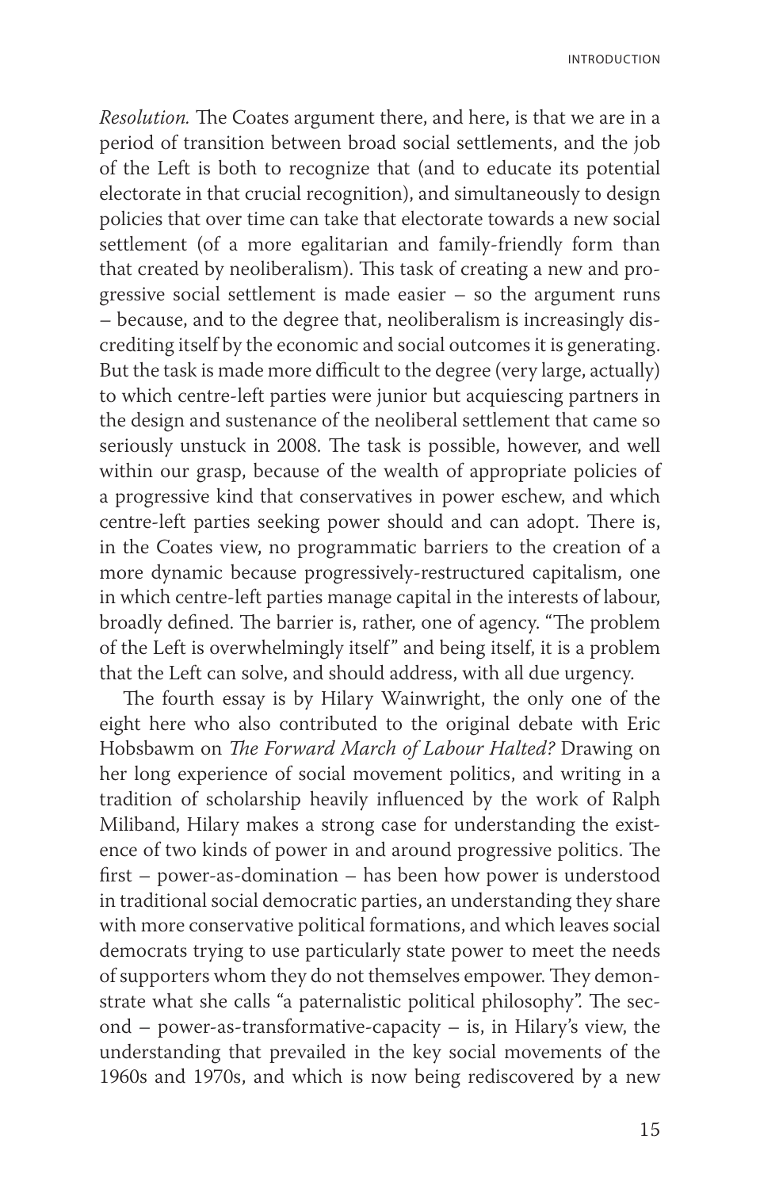*Resolution.* The Coates argument there, and here, is that we are in a period of transition between broad social settlements, and the job of the Left is both to recognize that (and to educate its potential electorate in that crucial recognition), and simultaneously to design policies that over time can take that electorate towards a new social settlement (of a more egalitarian and family-friendly form than that created by neoliberalism). This task of creating a new and progressive social settlement is made easier – so the argument runs – because, and to the degree that, neoliberalism is increasingly discrediting itself by the economic and social outcomes it is generating. But the task is made more difficult to the degree (very large, actually) to which centre-left parties were junior but acquiescing partners in the design and sustenance of the neoliberal settlement that came so seriously unstuck in 2008. The task is possible, however, and well within our grasp, because of the wealth of appropriate policies of a progressive kind that conservatives in power eschew, and which centre-left parties seeking power should and can adopt. There is, in the Coates view, no programmatic barriers to the creation of a more dynamic because progressively-restructured capitalism, one in which centre-left parties manage capital in the interests of labour, broadly defined. The barrier is, rather, one of agency. "The problem of the Left is overwhelmingly itself" and being itself, it is a problem that the Left can solve, and should address, with all due urgency.

The fourth essay is by Hilary Wainwright, the only one of the eight here who also contributed to the original debate with Eric Hobsbawm on *The Forward March of Labour Halted?* Drawing on her long experience of social movement politics, and writing in a tradition of scholarship heavily influenced by the work of Ralph Miliband, Hilary makes a strong case for understanding the existence of two kinds of power in and around progressive politics. The first – power-as-domination – has been how power is understood in traditional social democratic parties, an understanding they share with more conservative political formations, and which leaves social democrats trying to use particularly state power to meet the needs of supporters whom they do not themselves empower. They demonstrate what she calls "a paternalistic political philosophy". The second – power-as-transformative-capacity – is, in Hilary's view, the understanding that prevailed in the key social movements of the 1960s and 1970s, and which is now being rediscovered by a new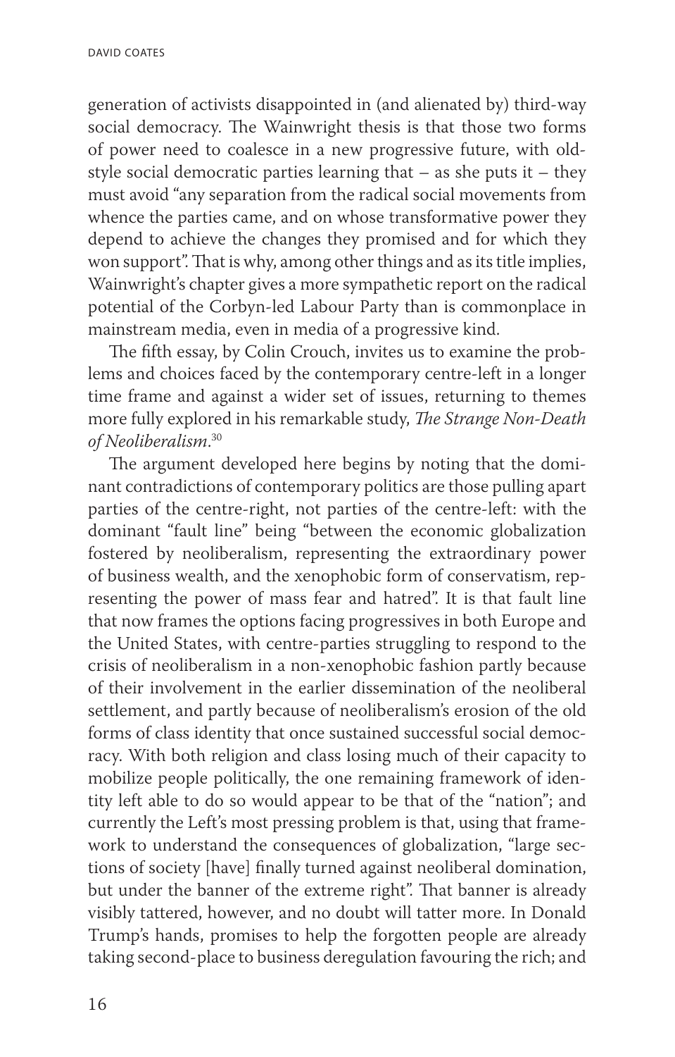generation of activists disappointed in (and alienated by) third-way social democracy. The Wainwright thesis is that those two forms of power need to coalesce in a new progressive future, with old-style social democratic parties learning that – as she puts it – they must avoid "any separation from the radical social movements from whence the parties came, and on whose transformative power they depend to achieve the changes they promised and for which they won support". That is why, among other things and as its title implies, Wainwright's chapter gives a more sympathetic report on the radical potential of the Corbyn-led Labour Party than is commonplace in mainstream media, even in media of a progressive kind.

The fifth essay, by Colin Crouch, invites us to examine the problems and choices faced by the contemporary centre-left in a longer time frame and against a wider set of issues, returning to themes more fully explored in his remarkable study, *The Strange Non-Death of Neoliberalism*.[30]

The argument developed here begins by noting that the dominant contradictions of contemporary politics are those pulling apart parties of the centre-right, not parties of the centre-left: with the dominant "fault line" being "between the economic globalization fostered by neoliberalism, representing the extraordinary power of business wealth, and the xenophobic form of conservatism, representing the power of mass fear and hatred". It is that fault line that now frames the options facing progressives in both Europe and the United States, with centre-parties struggling to respond to the crisis of neoliberalism in a non-xenophobic fashion partly because of their involvement in the earlier dissemination of the neoliberal settlement, and partly because of neoliberalism's erosion of the old forms of class identity that once sustained successful social democracy. With both religion and class losing much of their capacity to mobilize people politically, the one remaining framework of identity left able to do so would appear to be that of the "nation"; and currently the Left's most pressing problem is that, using that framework to understand the consequences of globalization, "large sections of society [have] finally turned against neoliberal domination, but under the banner of the extreme right". That banner is already visibly tattered, however, and no doubt will tatter more. In Donald Trump's hands, promises to help the forgotten people are already taking second-place to business deregulation favouring the rich; and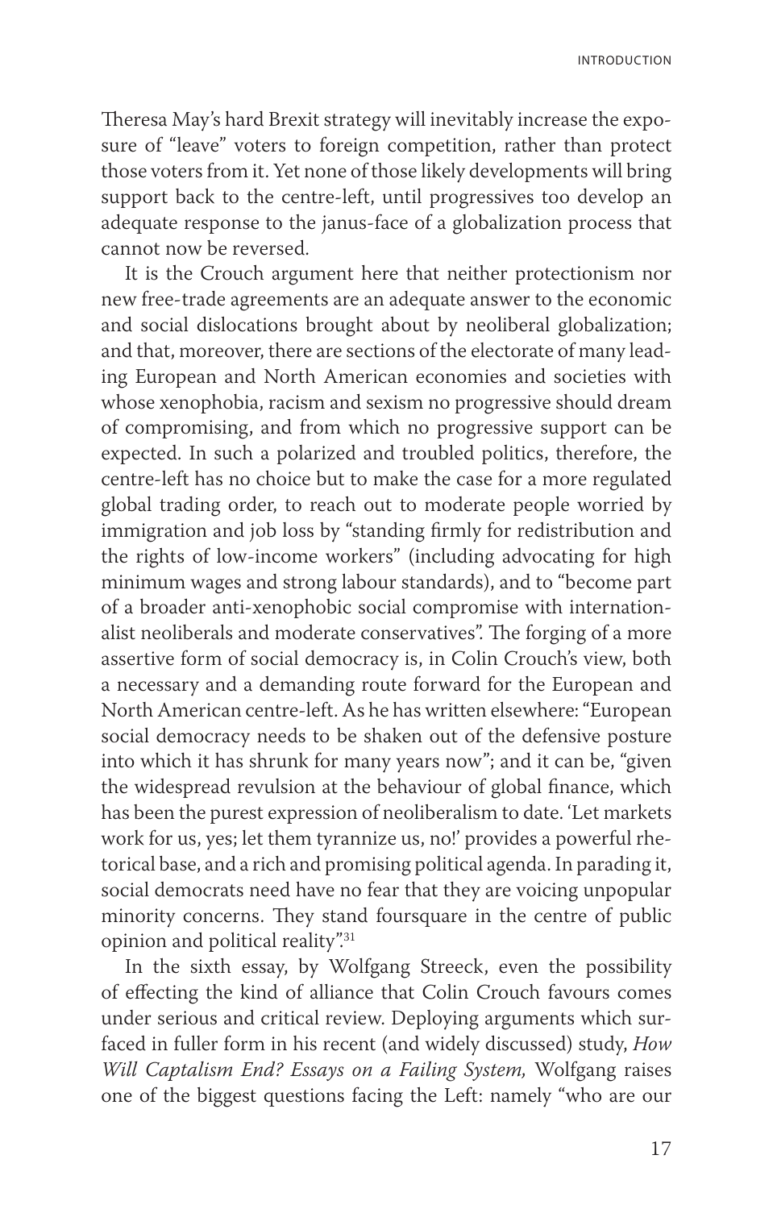Theresa May's hard Brexit strategy will inevitably increase the exposure of "leave" voters to foreign competition, rather than protect those voters from it. Yet none of those likely developments will bring support back to the centre-left, until progressives too develop an adequate response to the janus-face of a globalization process that cannot now be reversed.

It is the Crouch argument here that neither protectionism nor new free-trade agreements are an adequate answer to the economic and social dislocations brought about by neoliberal globalization; and that, moreover, there are sections of the electorate of many leading European and North American economies and societies with whose xenophobia, racism and sexism no progressive should dream of compromising, and from which no progressive support can be expected. In such a polarized and troubled politics, therefore, the centre-left has no choice but to make the case for a more regulated global trading order, to reach out to moderate people worried by immigration and job loss by "standing firmly for redistribution and the rights of low-income workers" (including advocating for high minimum wages and strong labour standards), and to "become part of a broader anti-xenophobic social compromise with internationalist neoliberals and moderate conservatives". The forging of a more assertive form of social democracy is, in Colin Crouch's view, both a necessary and a demanding route forward for the European and North American centre-left. As he has written elsewhere: "European social democracy needs to be shaken out of the defensive posture into which it has shrunk for many years now"; and it can be, "given the widespread revulsion at the behaviour of global finance, which has been the purest expression of neoliberalism to date. 'Let markets work for us, yes; let them tyrannize us, no!' provides a powerful rhetorical base, and a rich and promising political agenda. In parading it, social democrats need have no fear that they are voicing unpopular minority concerns. They stand foursquare in the centre of public opinion and political reality".[31]

In the sixth essay, by Wolfgang Streeck, even the possibility of effecting the kind of alliance that Colin Crouch favours comes under serious and critical review. Deploying arguments which surfaced in fuller form in his recent (and widely discussed) study, *How Will Captalism End? Essays on a Failing System,* Wolfgang raises one of the biggest questions facing the Left: namely "who are our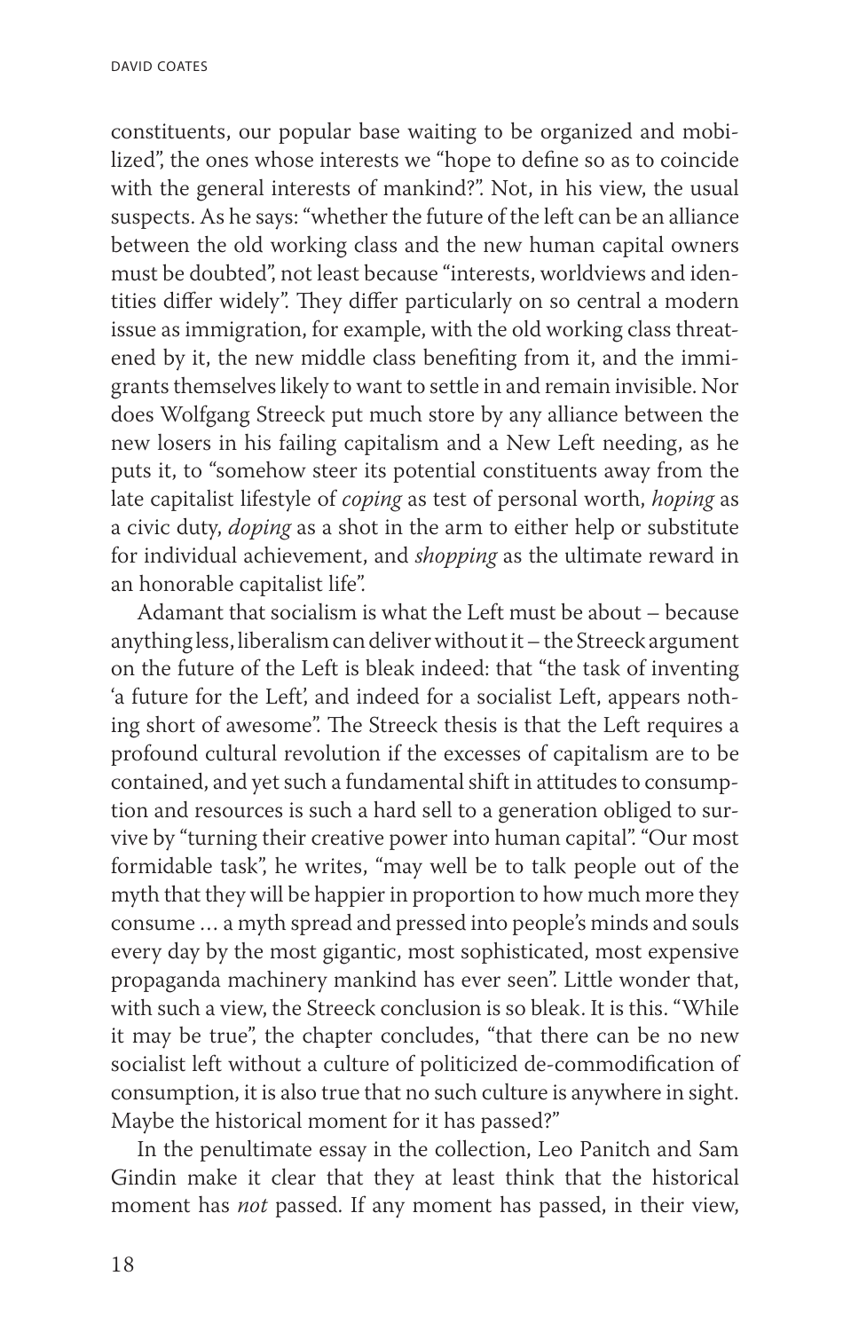constituents, our popular base waiting to be organized and mobilized", the ones whose interests we "hope to define so as to coincide with the general interests of mankind?". Not, in his view, the usual suspects. As he says: "whether the future of the left can be an alliance between the old working class and the new human capital owners must be doubted", not least because "interests, worldviews and identities differ widely". They differ particularly on so central a modern issue as immigration, for example, with the old working class threatened by it, the new middle class benefiting from it, and the immigrants themselves likely to want to settle in and remain invisible. Nor does Wolfgang Streeck put much store by any alliance between the new losers in his failing capitalism and a New Left needing, as he puts it, to "somehow steer its potential constituents away from the late capitalist lifestyle of *coping* as test of personal worth, *hoping* as a civic duty, *doping* as a shot in the arm to either help or substitute for individual achievement, and *shopping* as the ultimate reward in an honorable capitalist life".

Adamant that socialism is what the Left must be about – because anything less, liberalism can deliver without it – the Streeck argument on the future of the Left is bleak indeed: that "the task of inventing 'a future for the Left', and indeed for a socialist Left, appears nothing short of awesome". The Streeck thesis is that the Left requires a profound cultural revolution if the excesses of capitalism are to be contained, and yet such a fundamental shift in attitudes to consumption and resources is such a hard sell to a generation obliged to survive by "turning their creative power into human capital". "Our most formidable task", he writes, "may well be to talk people out of the myth that they will be happier in proportion to how much more they consume … a myth spread and pressed into people's minds and souls every day by the most gigantic, most sophisticated, most expensive propaganda machinery mankind has ever seen". Little wonder that, with such a view, the Streeck conclusion is so bleak. It is this. "While it may be true", the chapter concludes, "that there can be no new socialist left without a culture of politicized de-commodification of consumption, it is also true that no such culture is anywhere in sight. Maybe the historical moment for it has passed?"

In the penultimate essay in the collection, Leo Panitch and Sam Gindin make it clear that they at least think that the historical moment has *not* passed. If any moment has passed, in their view,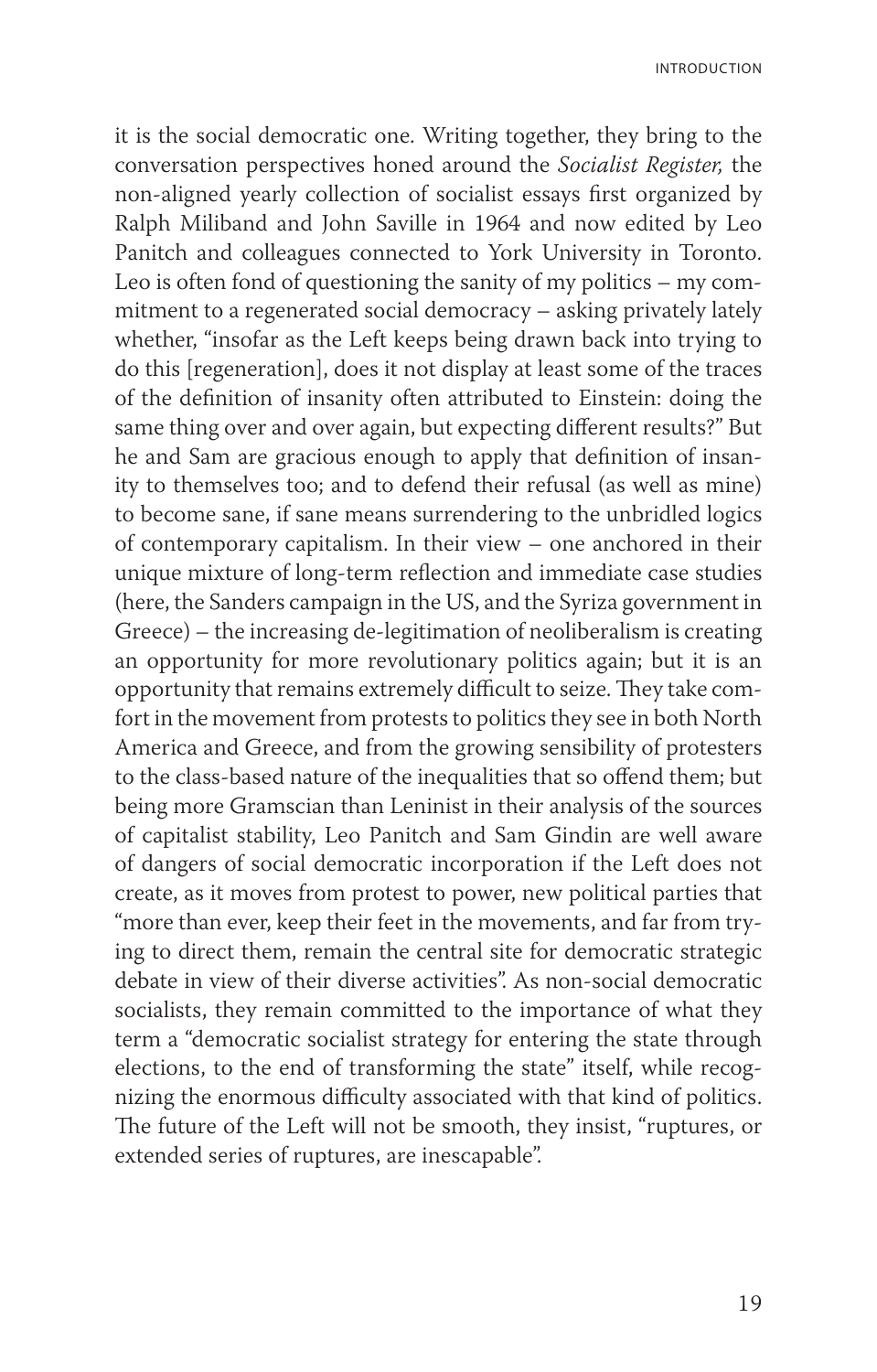it is the social democratic one. Writing together, they bring to the conversation perspectives honed around the *Socialist Register,* the non-aligned yearly collection of socialist essays first organized by Ralph Miliband and John Saville in 1964 and now edited by Leo Panitch and colleagues connected to York University in Toronto. Leo is often fond of questioning the sanity of my politics – my commitment to a regenerated social democracy – asking privately lately whether, "insofar as the Left keeps being drawn back into trying to do this [regeneration], does it not display at least some of the traces of the definition of insanity often attributed to Einstein: doing the same thing over and over again, but expecting different results?" But he and Sam are gracious enough to apply that definition of insanity to themselves too; and to defend their refusal (as well as mine) to become sane, if sane means surrendering to the unbridled logics of contemporary capitalism. In their view – one anchored in their unique mixture of long-term reflection and immediate case studies (here, the Sanders campaign in the US, and the Syriza government in Greece) – the increasing de-legitimation of neoliberalism is creating an opportunity for more revolutionary politics again; but it is an opportunity that remains extremely difficult to seize. They take comfort in the movement from protests to politics they see in both North America and Greece, and from the growing sensibility of protesters to the class-based nature of the inequalities that so offend them; but being more Gramscian than Leninist in their analysis of the sources of capitalist stability, Leo Panitch and Sam Gindin are well aware of dangers of social democratic incorporation if the Left does not create, as it moves from protest to power, new political parties that "more than ever, keep their feet in the movements, and far from trying to direct them, remain the central site for democratic strategic debate in view of their diverse activities". As non-social democratic socialists, they remain committed to the importance of what they term a "democratic socialist strategy for entering the state through elections, to the end of transforming the state" itself, while recognizing the enormous difficulty associated with that kind of politics. The future of the Left will not be smooth, they insist, "ruptures, or extended series of ruptures, are inescapable".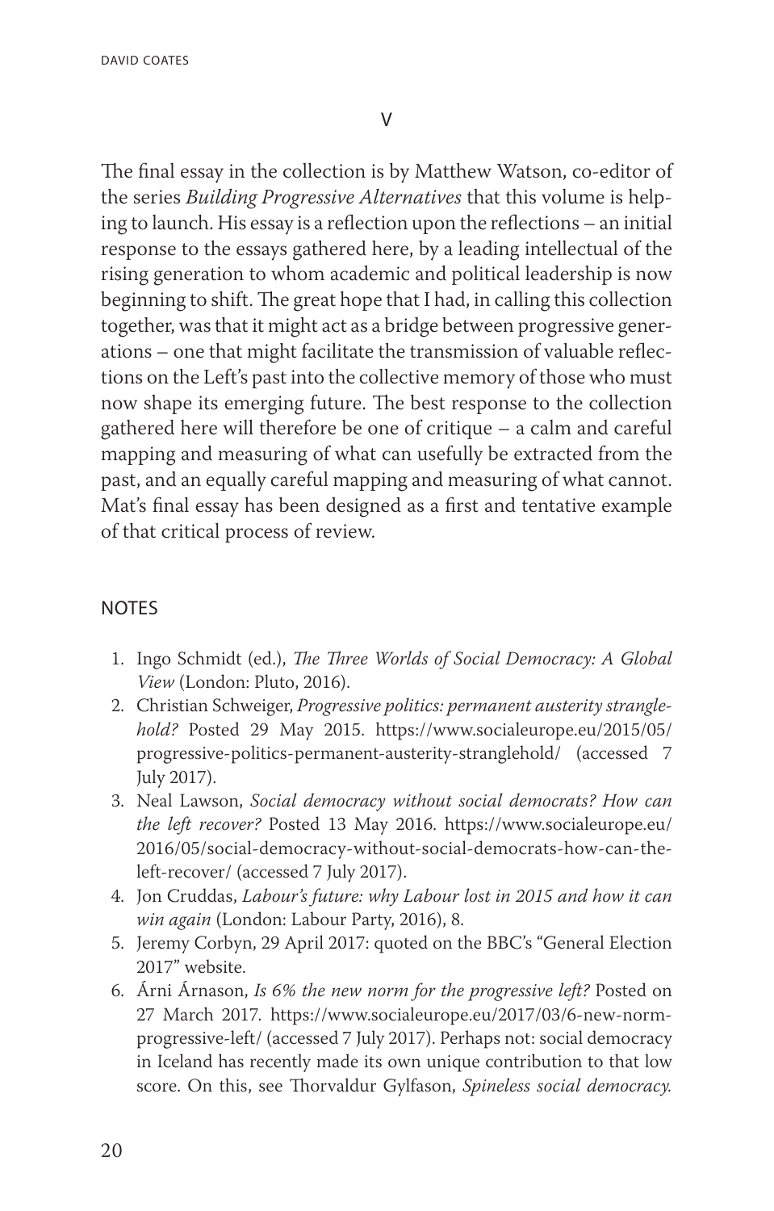## V

The final essay in the collection is by Matthew Watson, co-editor of the series *Building Progressive Alternatives* that this volume is helping to launch. His essay is a reflection upon the reflections – an initial response to the essays gathered here, by a leading intellectual of the rising generation to whom academic and political leadership is now beginning to shift. The great hope that I had, in calling this collection together, was that it might act as a bridge between progressive generations – one that might facilitate the transmission of valuable reflections on the Left's past into the collective memory of those who must now shape its emerging future. The best response to the collection gathered here will therefore be one of critique – a calm and careful mapping and measuring of what can usefully be extracted from the past, and an equally careful mapping and measuring of what cannot. Mat's final essay has been designed as a first and tentative example of that critical process of review.

## NOTES

1. Ingo Schmidt (ed.), *The Three Worlds of Social Democracy: A Global View* (London: Pluto, 2016).
2. Christian Schweiger, *Progressive politics: permanent austerity stranglehold?* Posted 29 May 2015. https://www.socialeurope.eu/2015/05/progressive-politics-permanent-austerity-stranglehold/ (accessed 7 July 2017).
3. Neal Lawson, *Social democracy without social democrats? How can the left recover?* Posted 13 May 2016. https://www.socialeurope.eu/2016/05/social-democracy-without-social-democrats-how-can-the-left-recover/ (accessed 7 July 2017).
4. Jon Cruddas, *Labour's future: why Labour lost in 2015 and how it can win again* (London: Labour Party, 2016), 8.
5. Jeremy Corbyn, 29 April 2017: quoted on the BBC's "General Election 2017" website.
6. Árni Árnason, *Is 6% the new norm for the progressive left?* Posted on 27 March 2017. https://www.socialeurope.eu/2017/03/6-new-norm-progressive-left/ (accessed 7 July 2017). Perhaps not: social democracy in Iceland has recently made its own unique contribution to that low score. On this, see Thorvaldur Gylfason, *Spineless social democracy.*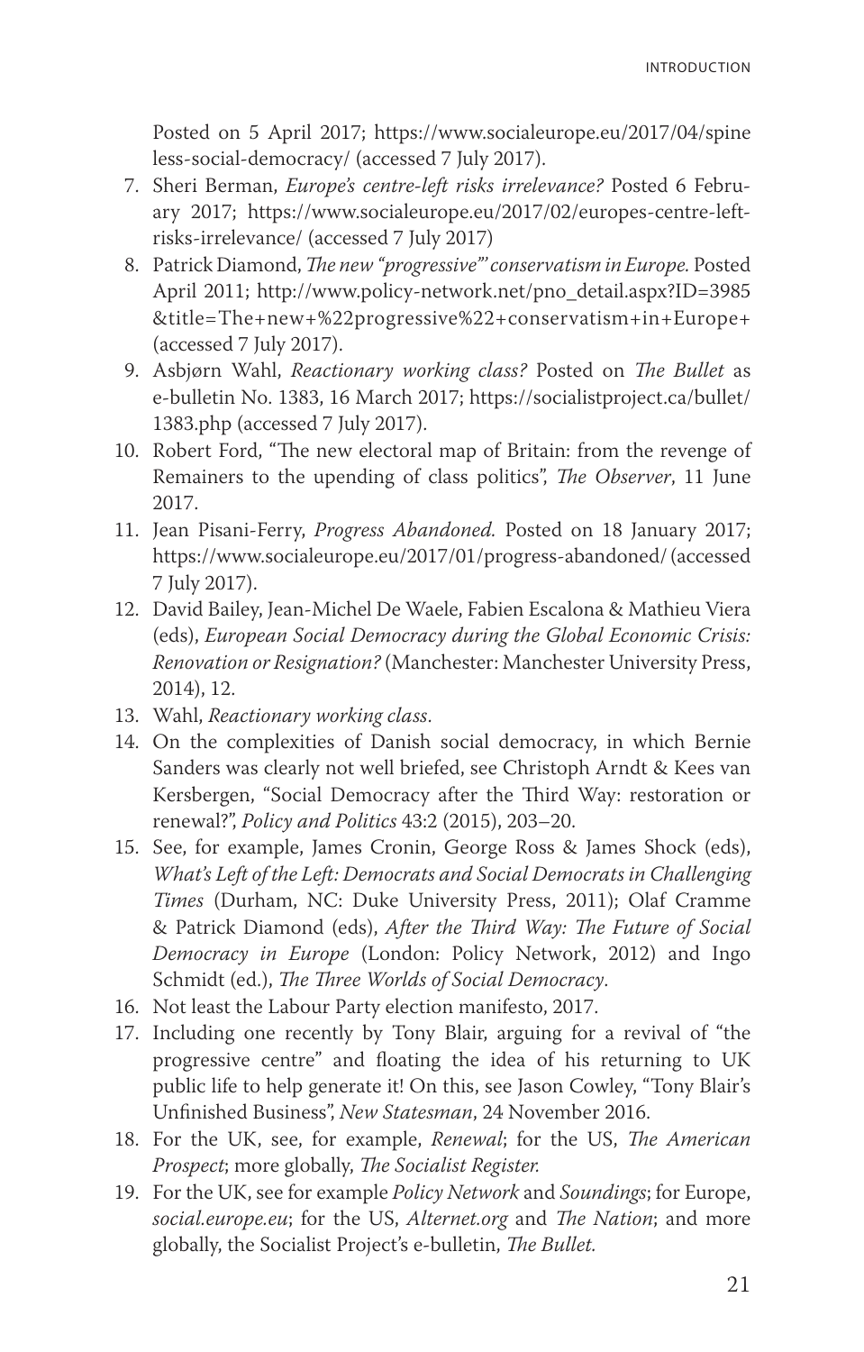Posted on 5 April 2017; https://www.socialeurope.eu/2017/04/spineless-social-democracy/ (accessed 7 July 2017).

7. Sheri Berman, *Europe's centre-left risks irrelevance?* Posted 6 February 2017; https://www.socialeurope.eu/2017/02/europes-centre-left-risks-irrelevance/ (accessed 7 July 2017)
8. Patrick Diamond, *The new "progressive"' conservatism in Europe*. Posted April 2011; http://www.policy-network.net/pno_detail.aspx?ID=3985&title=The+new+%22progressive%22+conservatism+in+Europe+ (accessed 7 July 2017).
9. Asbjørn Wahl, *Reactionary working class?* Posted on *The Bullet* as e-bulletin No. 1383, 16 March 2017; https://socialistproject.ca/bullet/1383.php (accessed 7 July 2017).
10. Robert Ford, "The new electoral map of Britain: from the revenge of Remainers to the upending of class politics", *The Observer*, 11 June 2017.
11. Jean Pisani-Ferry, *Progress Abandoned.* Posted on 18 January 2017; https://www.socialeurope.eu/2017/01/progress-abandoned/ (accessed 7 July 2017).
12. David Bailey, Jean-Michel De Waele, Fabien Escalona & Mathieu Viera (eds), *European Social Democracy during the Global Economic Crisis: Renovation or Resignation?* (Manchester: Manchester University Press, 2014), 12.
13. Wahl, *Reactionary working class*.
14. On the complexities of Danish social democracy, in which Bernie Sanders was clearly not well briefed, see Christoph Arndt & Kees van Kersbergen, "Social Democracy after the Third Way: restoration or renewal?", *Policy and Politics* 43:2 (2015), 203–20.
15. See, for example, James Cronin, George Ross & James Shock (eds), *What's Left of the Left: Democrats and Social Democrats in Challenging Times* (Durham, NC: Duke University Press, 2011); Olaf Cramme & Patrick Diamond (eds), *After the Third Way: The Future of Social Democracy in Europe* (London: Policy Network, 2012) and Ingo Schmidt (ed.), *The Three Worlds of Social Democracy*.
16. Not least the Labour Party election manifesto, 2017.
17. Including one recently by Tony Blair, arguing for a revival of "the progressive centre" and floating the idea of his returning to UK public life to help generate it! On this, see Jason Cowley, "Tony Blair's Unfinished Business", *New Statesman*, 24 November 2016.
18. For the UK, see, for example, *Renewal*; for the US, *The American Prospect*; more globally, *The Socialist Register.*
19. For the UK, see for example *Policy Network* and *Soundings*; for Europe, *social.europe.eu*; for the US, *Alternet.org* and *The Nation*; and more globally, the Socialist Project's e-bulletin, *The Bullet.*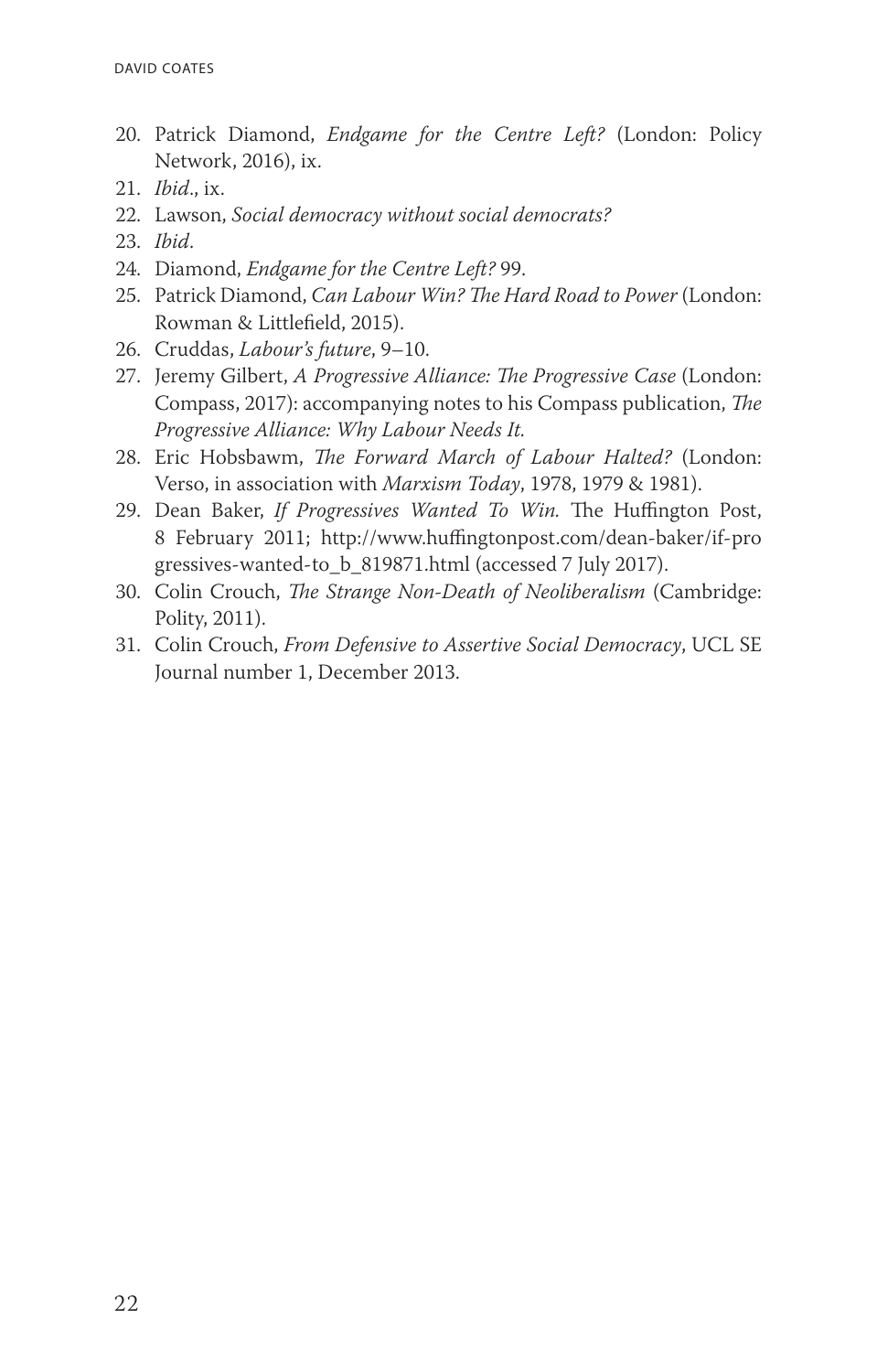20. Patrick Diamond, *Endgame for the Centre Left?* (London: Policy Network, 2016), ix.
21. *Ibid*., ix.
22. Lawson, *Social democracy without social democrats?*
23. *Ibid*.
24. Diamond, *Endgame for the Centre Left?* 99.
25. Patrick Diamond, *Can Labour Win? The Hard Road to Power* (London: Rowman & Littlefield, 2015).
26. Cruddas, *Labour's future*, 9–10.
27. Jeremy Gilbert, *A Progressive Alliance: The Progressive Case* (London: Compass, 2017): accompanying notes to his Compass publication, *The Progressive Alliance: Why Labour Needs It.*
28. Eric Hobsbawm, *The Forward March of Labour Halted?* (London: Verso, in association with *Marxism Today*, 1978, 1979 & 1981).
29. Dean Baker, *If Progressives Wanted To Win.* The Huffington Post, 8 February 2011; http://www.huffingtonpost.com/dean-baker/if-progressives-wanted-to_b_819871.html (accessed 7 July 2017).
30. Colin Crouch, *The Strange Non-Death of Neoliberalism* (Cambridge: Polity, 2011).
31. Colin Crouch, *From Defensive to Assertive Social Democracy*, UCL SE Journal number 1, December 2013.